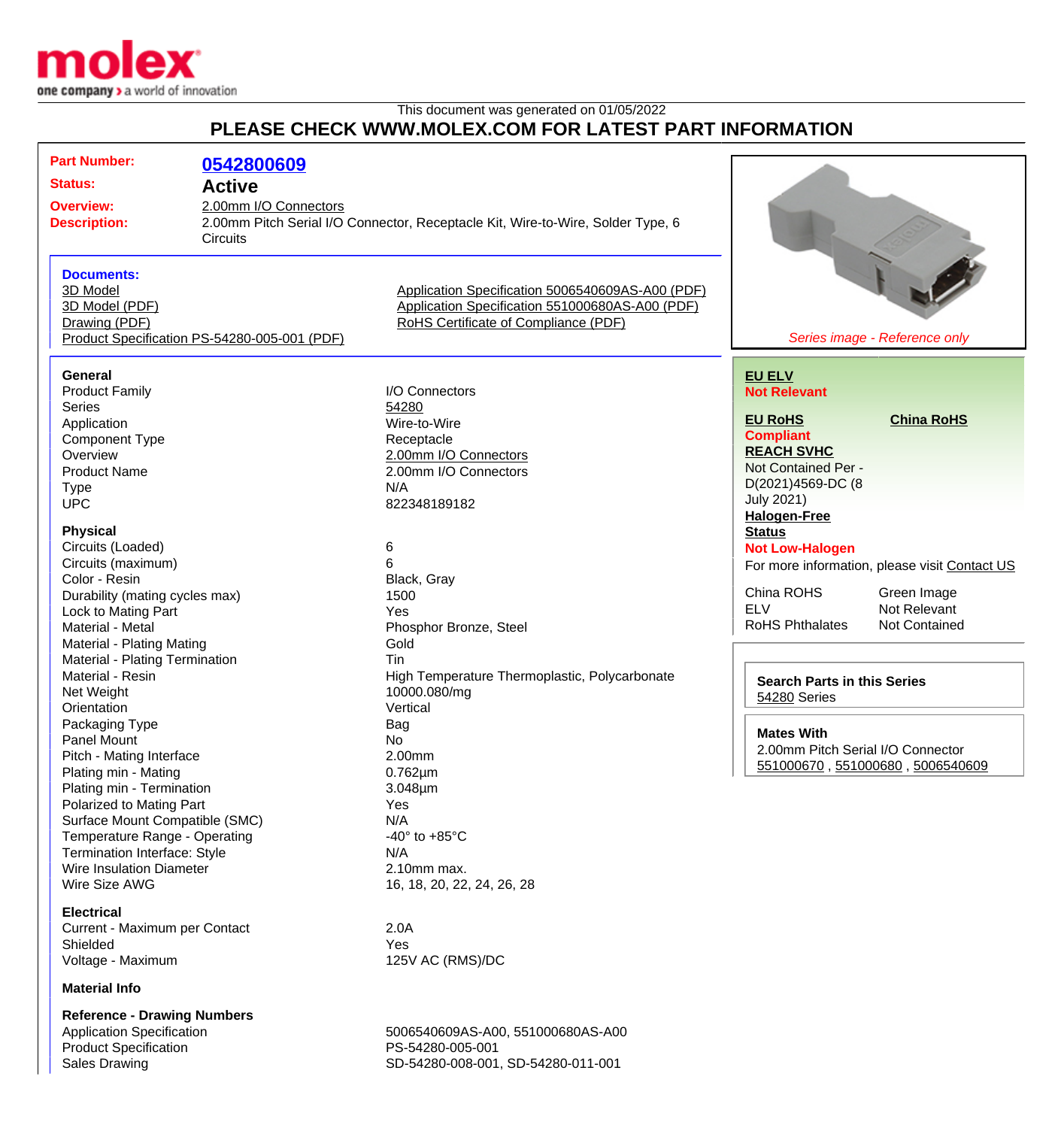This document was generated on 01/05/2022

# PLEASE CHECK WWW.MOLEX.COM FOR LATEST PART INFORMATION

**Part Number:** 0542800609

**Status:** Active

**Overview:** 2.00mm I/O Connectors

**Description:** 2.00mm Pitch Serial I/O Connector, Receptacle Kit, Wire-to-Wire, Solder Type, 6 Circuits

Series image - Reference only

**Documents:**

- 3D Model
- 3D Model (PDF)
- Drawing (PDF)
- Product Specification PS-54280-005-001 (PDF)
- Application Specification 5006540609AS-A00 (PDF)
- Application Specification 551000680AS-A00 (PDF)
- RoHS Certificate of Compliance (PDF)

**EU ELV**
Not Relevant

**EU RoHS**
Compliant

**China RoHS**

**REACH SVHC**
Not Contained Per - D(2021)4569-DC (8 July 2021)

**Halogen-Free Status**
Not Low-Halogen

For more information, please visit Contact US

| | |
|---|---|
| China ROHS | Green Image |
| ELV | Not Relevant |
| RoHS Phthalates | Not Contained |

**Search Parts in this Series**
54280 Series

**Mates With**
2.00mm Pitch Serial I/O Connector
551000670 , 551000680 , 5006540609

### General

| | |
|---|---|
| Product Family | I/O Connectors |
| Series | 54280 |
| Application | Wire-to-Wire |
| Component Type | Receptacle |
| Overview | 2.00mm I/O Connectors |
| Product Name | 2.00mm I/O Connectors |
| Type | N/A |
| UPC | 822348189182 |

### Physical

| | |
|---|---|
| Circuits (Loaded) | 6 |
| Circuits (maximum) | 6 |
| Color - Resin | Black, Gray |
| Durability (mating cycles max) | 1500 |
| Lock to Mating Part | Yes |
| Material - Metal | Phosphor Bronze, Steel |
| Material - Plating Mating | Gold |
| Material - Plating Termination | Tin |
| Material - Resin | High Temperature Thermoplastic, Polycarbonate |
| Net Weight | 10000.080/mg |
| Orientation | Vertical |
| Packaging Type | Bag |
| Panel Mount | No |
| Pitch - Mating Interface | 2.00mm |
| Plating min - Mating | 0.762µm |
| Plating min - Termination | 3.048µm |
| Polarized to Mating Part | Yes |
| Surface Mount Compatible (SMC) | N/A |
| Temperature Range - Operating | -40° to +85°C |
| Termination Interface: Style | N/A |
| Wire Insulation Diameter | 2.10mm max. |
| Wire Size AWG | 16, 18, 20, 22, 24, 26, 28 |

### Electrical

| | |
|---|---|
| Current - Maximum per Contact | 2.0A |
| Shielded | Yes |
| Voltage - Maximum | 125V AC (RMS)/DC |

### Material Info

### Reference - Drawing Numbers

| | |
|---|---|
| Application Specification | 5006540609AS-A00, 551000680AS-A00 |
| Product Specification | PS-54280-005-001 |
| Sales Drawing | SD-54280-008-001, SD-54280-011-001 |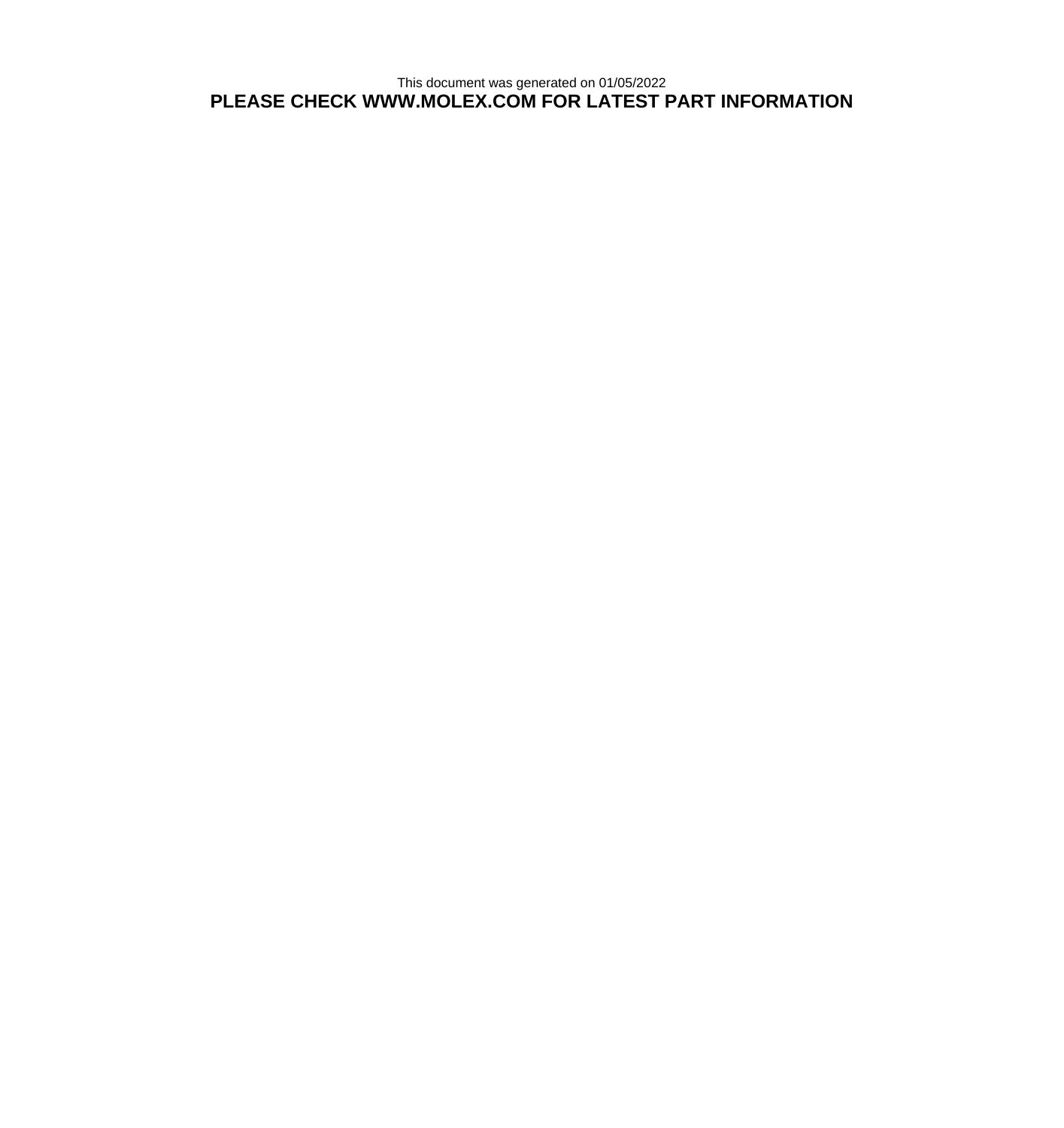This document was generated on 01/05/2022

**PLEASE CHECK WWW.MOLEX.COM FOR LATEST PART INFORMATION**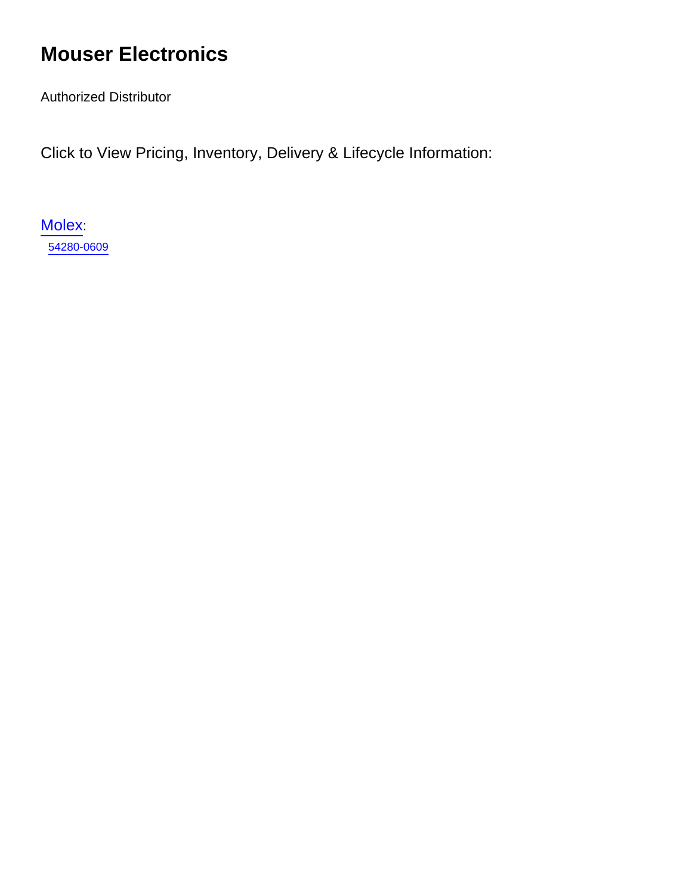# Mouser Electronics

Authorized Distributor

Click to View Pricing, Inventory, Delivery & Lifecycle Information:

Molex:

54280-0609